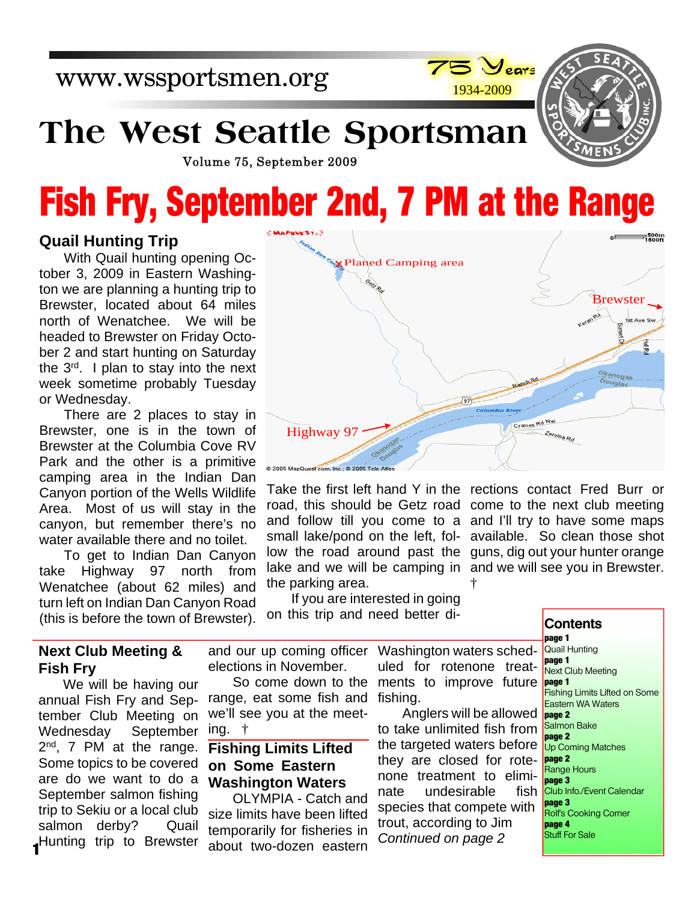www.wssportsmen.org

75 Years 1934-2009

# The West Seattle Sportsman

Volume 75, September 2009

# Fish Fry, September 2nd, 7 PM at the Range

## Quail Hunting Trip

With Quail hunting opening October 3, 2009 in Eastern Washington we are planning a hunting trip to Brewster, located about 64 miles north of Wenatchee. We will be headed to Brewster on Friday October 2 and start hunting on Saturday the 3rd. I plan to stay into the next week sometime probably Tuesday or Wednesday.

There are 2 places to stay in Brewster, one is in the town of Brewster at the Columbia Cove RV Park and the other is a primitive camping area in the Indian Dan Canyon portion of the Wells Wildlife Area. Most of us will stay in the canyon, but remember there's no water available there and no toilet.

To get to Indian Dan Canyon take Highway 97 north from Wenatchee (about 62 miles) and turn left on Indian Dan Canyon Road (this is before the town of Brewster). Take the first left hand Y in the road, this should be Getz road and follow till you come to a small lake/pond on the left, follow the road around past the lake and we will be camping in the parking area.

If you are interested in going on this trip and need better directions contact Fred Burr or come to the next club meeting and I'll try to have some maps available. So clean those shot guns, dig out your hunter orange and we will see you in Brewster. †

## Next Club Meeting & Fish Fry

We will be having our annual Fish Fry and September Club Meeting on Wednesday September 2nd, 7 PM at the range. Some topics to be covered are do we want to do a September salmon fishing trip to Sekiu or a local club salmon derby? Quail Hunting trip to Brewster and our up coming officer elections in November.

So come down to the range, eat some fish and we'll see you at the meeting. †

## Fishing Limits Lifted on Some Eastern Washington Waters

OLYMPIA - Catch and size limits have been lifted temporarily for fisheries in about two-dozen eastern Washington waters scheduled for rotenone treatments to improve future fishing.

Anglers will be allowed to take unlimited fish from the targeted waters before they are closed for rotenone treatment to eliminate undesirable fish species that compete with trout, according to Jim *Continued on page 2*

### Contents

**page 1**
Quail Hunting
**page 1**
Next Club Meeting
**page 1**
Fishing Limits Lifted on Some Eastern WA Waters
**page 2**
Salmon Bake
**page 2**
Up Coming Matches
**page 2**
Range Hours
**page 3**
Club Info./Event Calendar
**page 3**
Rolf's Cooking Corner
**page 4**
Stuff For Sale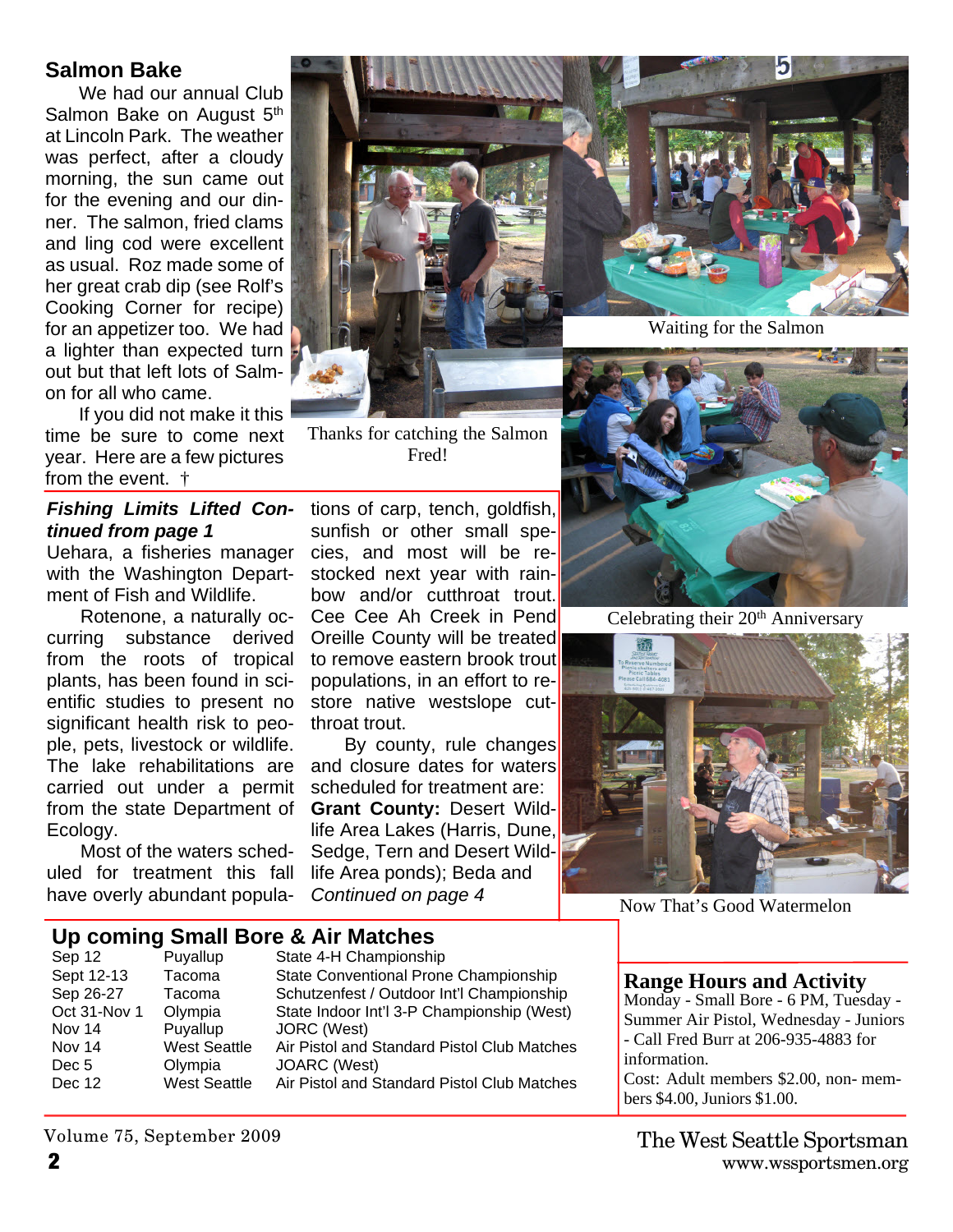## Salmon Bake

We had our annual Club Salmon Bake on August 5th at Lincoln Park. The weather was perfect, after a cloudy morning, the sun came out for the evening and our dinner. The salmon, fried clams and ling cod were excellent as usual. Roz made some of her great crab dip (see Rolf's Cooking Corner for recipe) for an appetizer too. We had a lighter than expected turn out but that left lots of Salmon for all who came.

If you did not make it this time be sure to come next year. Here are a few pictures from the event. †

Thanks for catching the Salmon Fred!

Waiting for the Salmon

Celebrating their 20th Anniversary

Now That's Good Watermelon

***Fishing Limits Lifted Continued from page 1***

Uehara, a fisheries manager with the Washington Department of Fish and Wildlife.

Rotenone, a naturally occurring substance derived from the roots of tropical plants, has been found in scientific studies to present no significant health risk to people, pets, livestock or wildlife. The lake rehabilitations are carried out under a permit from the state Department of Ecology.

Most of the waters scheduled for treatment this fall have overly abundant populations of carp, tench, goldfish, sunfish or other small species, and most will be restocked next year with rainbow and/or cutthroat trout. Cee Cee Ah Creek in Pend Oreille County will be treated to remove eastern brook trout populations, in an effort to restore native westslope cutthroat trout.

By county, rule changes and closure dates for waters scheduled for treatment are:

**Grant County:** Desert Wildlife Area Lakes (Harris, Dune, Sedge, Tern and Desert Wildlife Area ponds); Beda and

*Continued on page 4*

## Up coming Small Bore & Air Matches

| Date | Location | Event |
|---|---|---|
| Sep 12 | Puyallup | State 4-H Championship |
| Sept 12-13 | Tacoma | State Conventional Prone Championship |
| Sep 26-27 | Tacoma | Schutzenfest / Outdoor Int'l Championship |
| Oct 31-Nov 1 | Olympia | State Indoor Int'l 3-P Championship (West) |
| Nov 14 | Puyallup | JORC (West) |
| Nov 14 | West Seattle | Air Pistol and Standard Pistol Club Matches |
| Dec 5 | Olympia | JOARC (West) |
| Dec 12 | West Seattle | Air Pistol and Standard Pistol Club Matches |

## Range Hours and Activity

Monday - Small Bore - 6 PM, Tuesday - Summer Air Pistol, Wednesday - Juniors - Call Fred Burr at 206-935-4883 for information.

Cost: Adult members $2.00, non- members $4.00, Juniors $1.00.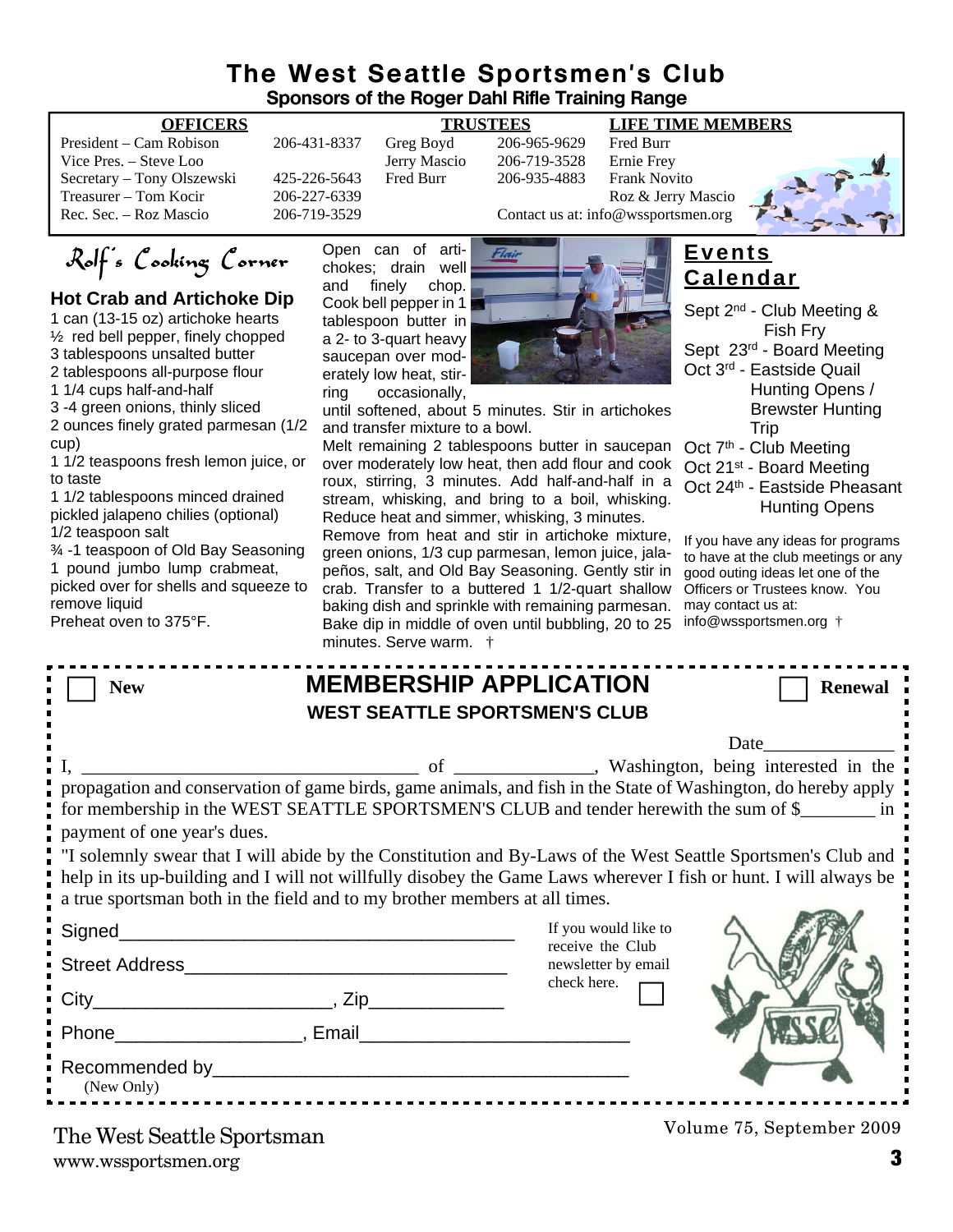# The West Seattle Sportsmen's Club

**Sponsors of the Roger Dahl Rifle Training Range**

| OFFICERS | | TRUSTEES | | LIFE TIME MEMBERS |
|---|---|---|---|---|
| President – Cam Robison | 206-431-8337 | Greg Boyd | 206-965-9629 | Fred Burr |
| Vice Pres. – Steve Loo | | Jerry Mascio | 206-719-3528 | Ernie Frey |
| Secretary – Tony Olszewski | 425-226-5643 | Fred Burr | 206-935-4883 | Frank Novito |
| Treasurer – Tom Kocir | 206-227-6339 | | | Roz & Jerry Mascio |
| Rec. Sec. – Roz Mascio | 206-719-3529 | | | |

Contact us at: info@wssportsmen.org

## Rolf's Cooking Corner

### Hot Crab and Artichoke Dip

1 can (13-15 oz) artichoke hearts
½ red bell pepper, finely chopped
3 tablespoons unsalted butter
2 tablespoons all-purpose flour
1 1/4 cups half-and-half
3 -4 green onions, thinly sliced
2 ounces finely grated parmesan (1/2 cup)
1 1/2 teaspoons fresh lemon juice, or to taste
1 1/2 tablespoons minced drained pickled jalapeno chilies (optional)
1/2 teaspoon salt
¾ -1 teaspoon of Old Bay Seasoning
1 pound jumbo lump crabmeat, picked over for shells and squeeze to remove liquid
Preheat oven to 375°F.

Open can of artichokes; drain well and finely chop. Cook bell pepper in 1 tablespoon butter in a 2- to 3-quart heavy saucepan over moderately low heat, stirring occasionally, until softened, about 5 minutes. Stir in artichokes and transfer mixture to a bowl.

Melt remaining 2 tablespoons butter in saucepan over moderately low heat, then add flour and cook roux, stirring, 3 minutes. Add half-and-half in a stream, whisking, and bring to a boil, whisking. Reduce heat and simmer, whisking, 3 minutes.

Remove from heat and stir in artichoke mixture, green onions, 1/3 cup parmesan, lemon juice, jalapeños, salt, and Old Bay Seasoning. Gently stir in crab. Transfer to a buttered 1 1/2-quart shallow baking dish and sprinkle with remaining parmesan. Bake dip in middle of oven until bubbling, 20 to 25 minutes. Serve warm. †

## Events Calendar

Sept 2nd - Club Meeting & Fish Fry
Sept 23rd - Board Meeting
Oct 3rd - Eastside Quail Hunting Opens / Brewster Hunting Trip
Oct 7th - Club Meeting
Oct 21st - Board Meeting
Oct 24th - Eastside Pheasant Hunting Opens

If you have any ideas for programs to have at the club meetings or any good outing ideas let one of the Officers or Trustees know. You may contact us at: info@wssportsmen.org †

---

☐ New **MEMBERSHIP APPLICATION** ☐ Renewal

**WEST SEATTLE SPORTSMEN'S CLUB**

Date______________

I, ____________________________________ of _______________, Washington, being interested in the propagation and conservation of game birds, game animals, and fish in the State of Washington, do hereby apply for membership in the WEST SEATTLE SPORTSMEN'S CLUB and tender herewith the sum of $________ in payment of one year's dues.

"I solemnly swear that I will abide by the Constitution and By-Laws of the West Seattle Sportsmen's Club and help in its up-building and I will not willfully disobey the Game Laws wherever I fish or hunt. I will always be a true sportsman both in the field and to my brother members at all times.

Signed_______________________________________

Street Address_______________________________

City_______________________, Zip_____________

Phone__________________, Email_________________________

Recommended by________________________________________
(New Only)

If you would like to receive the Club newsletter by email check here. ☐

The West Seattle Sportsman
www.wssportsmen.org

Volume 75, September 2009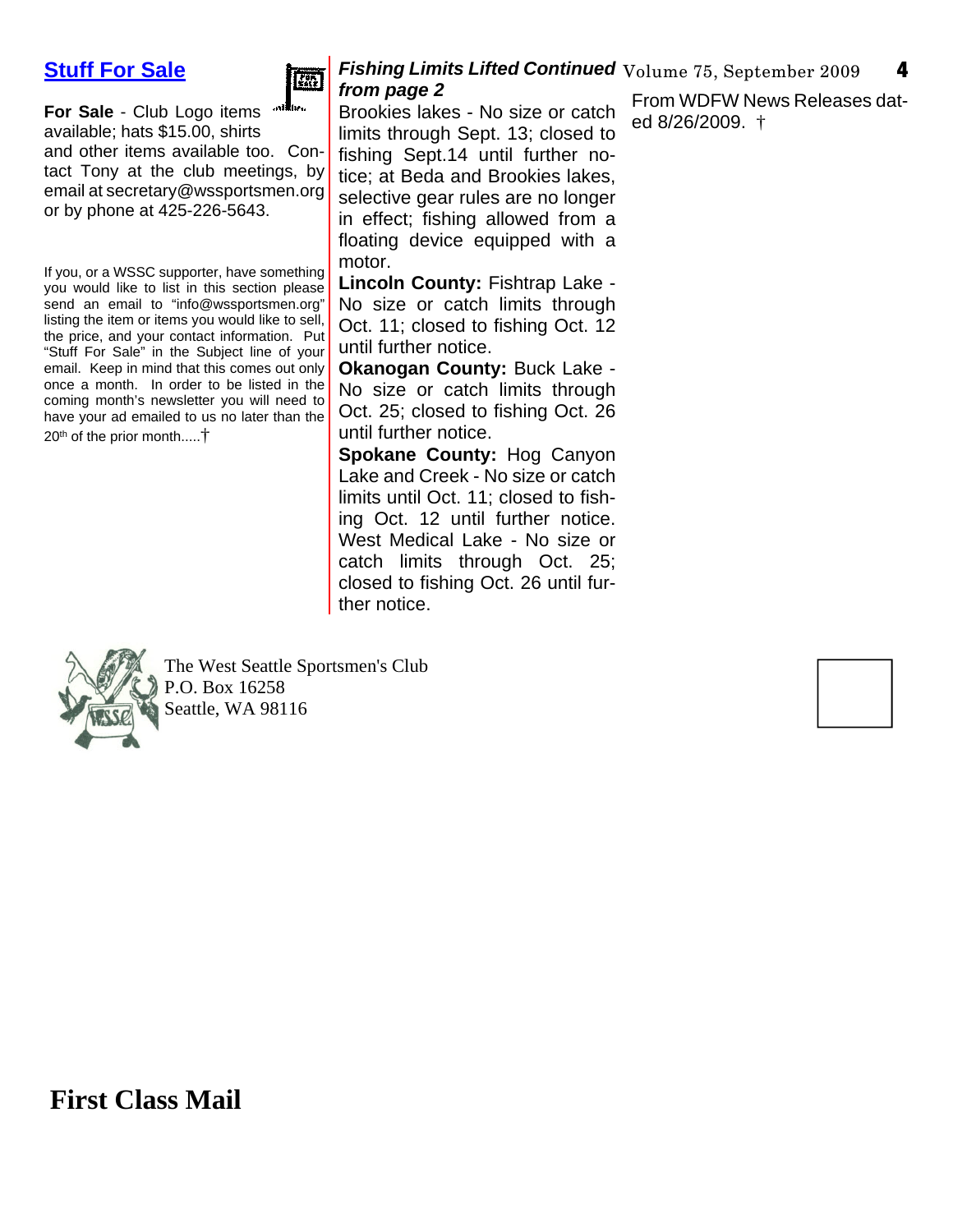## Stuff For Sale

**For Sale** - Club Logo items available; hats $15.00, shirts and other items available too. Contact Tony at the club meetings, by email at secretary@wssportsmen.org or by phone at 425-226-5643.

If you, or a WSSC supporter, have something you would like to list in this section please send an email to "info@wssportsmen.org" listing the item or items you would like to sell, the price, and your contact information. Put "Stuff For Sale" in the Subject line of your email. Keep in mind that this comes out only once a month. In order to be listed in the coming month's newsletter you will need to have your ad emailed to us no later than the 20th of the prior month.....†

### *Fishing Limits Lifted Continued from page 2*

Brookies lakes - No size or catch limits through Sept. 13; closed to fishing Sept.14 until further notice; at Beda and Brookies lakes, selective gear rules are no longer in effect; fishing allowed from a floating device equipped with a motor.

**Lincoln County:** Fishtrap Lake - No size or catch limits through Oct. 11; closed to fishing Oct. 12 until further notice.

**Okanogan County:** Buck Lake - No size or catch limits through Oct. 25; closed to fishing Oct. 26 until further notice.

**Spokane County:** Hog Canyon Lake and Creek - No size or catch limits until Oct. 11; closed to fishing Oct. 12 until further notice. West Medical Lake - No size or catch limits through Oct. 25; closed to fishing Oct. 26 until further notice.

From WDFW News Releases dated 8/26/2009. †

The West Seattle Sportsmen's Club
P.O. Box 16258
Seattle, WA 98116

**First Class Mail**